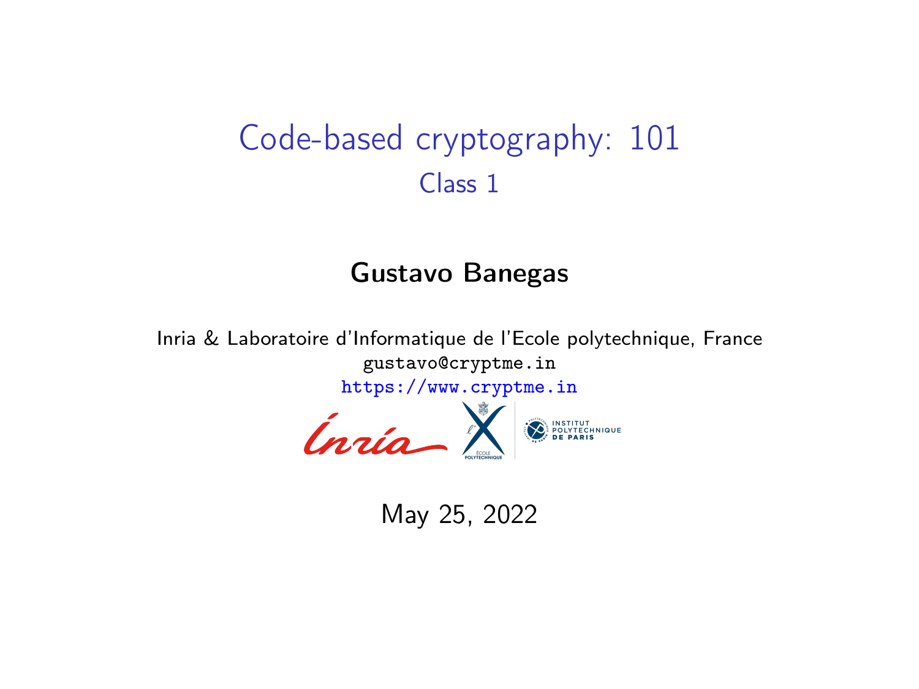# Code-based cryptography: 101

## Class 1

**Gustavo Banegas**

Inria & Laboratoire d'Informatique de l'Ecole polytechnique, France

gustavo@cryptme.in

https://www.cryptme.in

May 25, 2022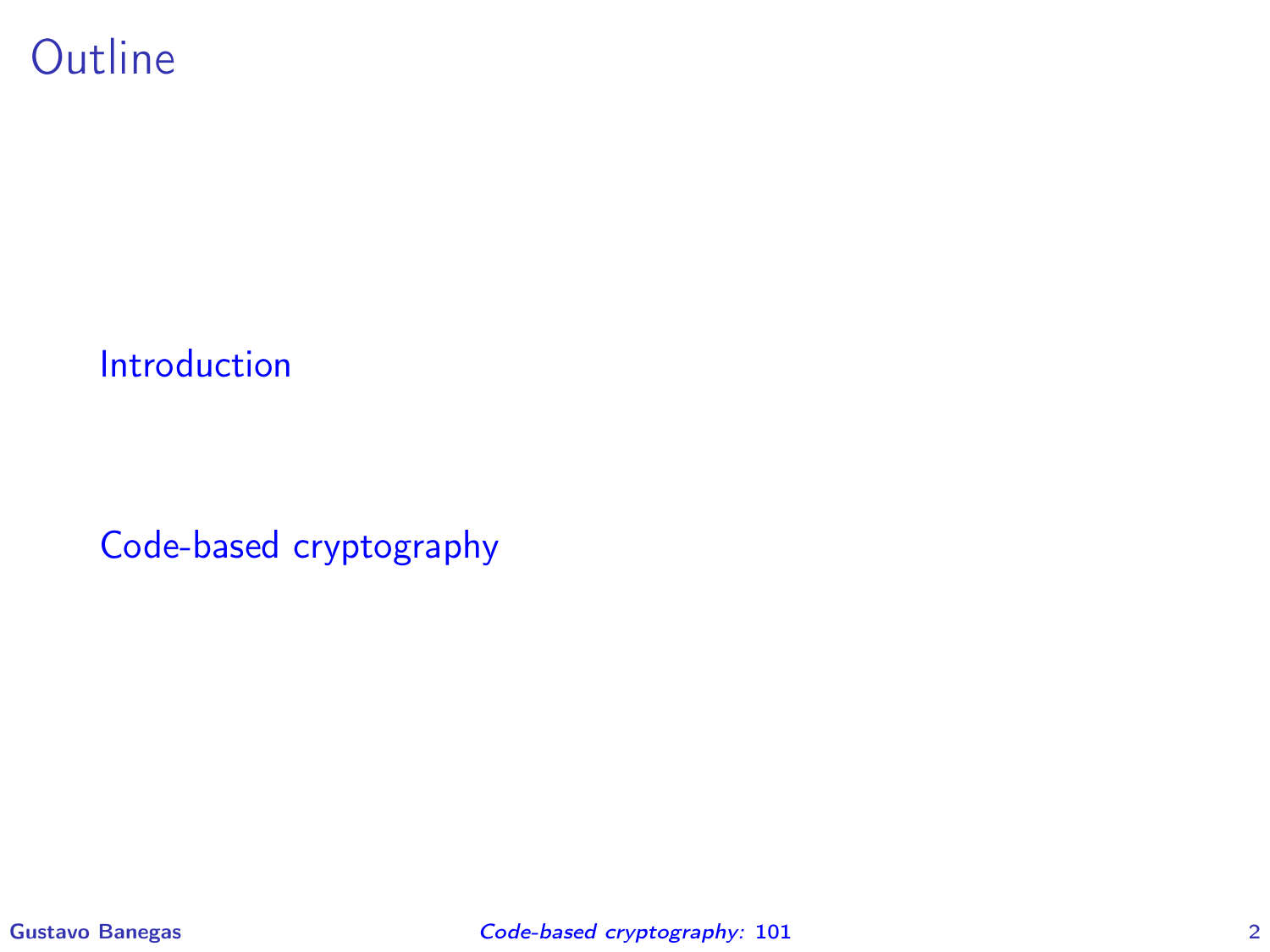# Outline

Introduction

Code-based cryptography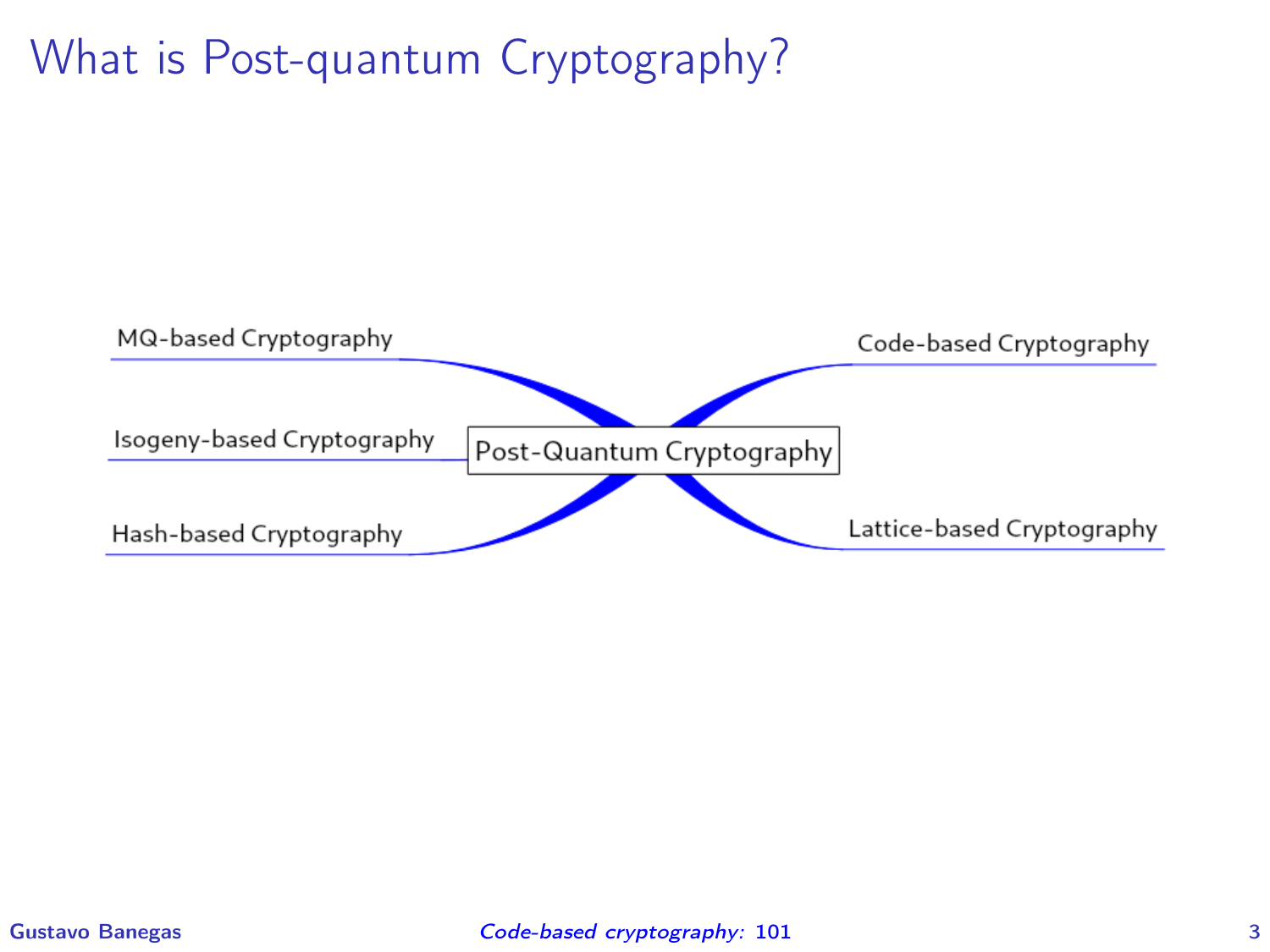# What is Post-quantum Cryptography?

Post-Quantum Cryptography

- MQ-based Cryptography
- Isogeny-based Cryptography
- Hash-based Cryptography
- Code-based Cryptography
- Lattice-based Cryptography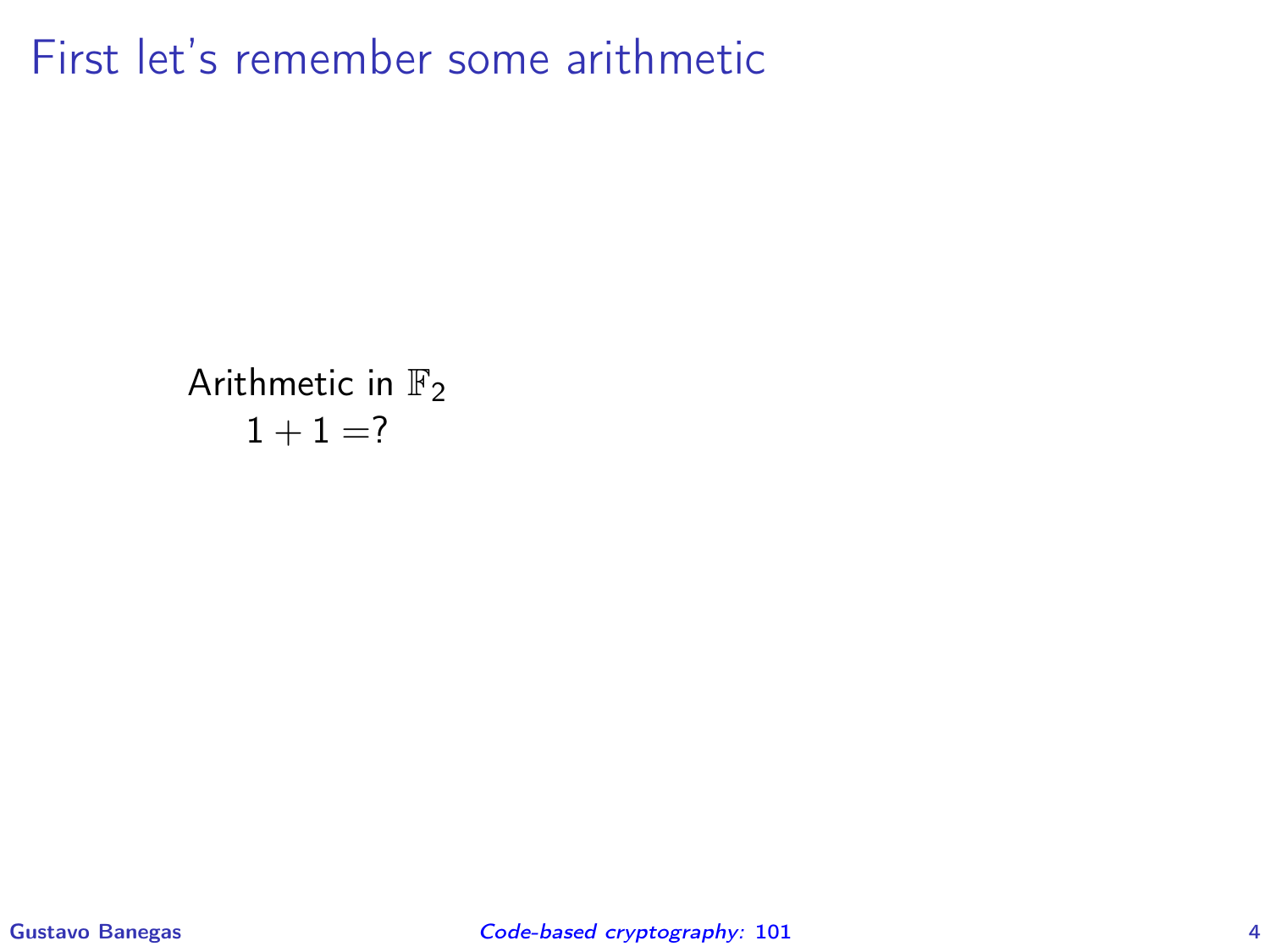# First let's remember some arithmetic

Arithmetic in $\mathbb{F}_2$

$1 + 1 = ?$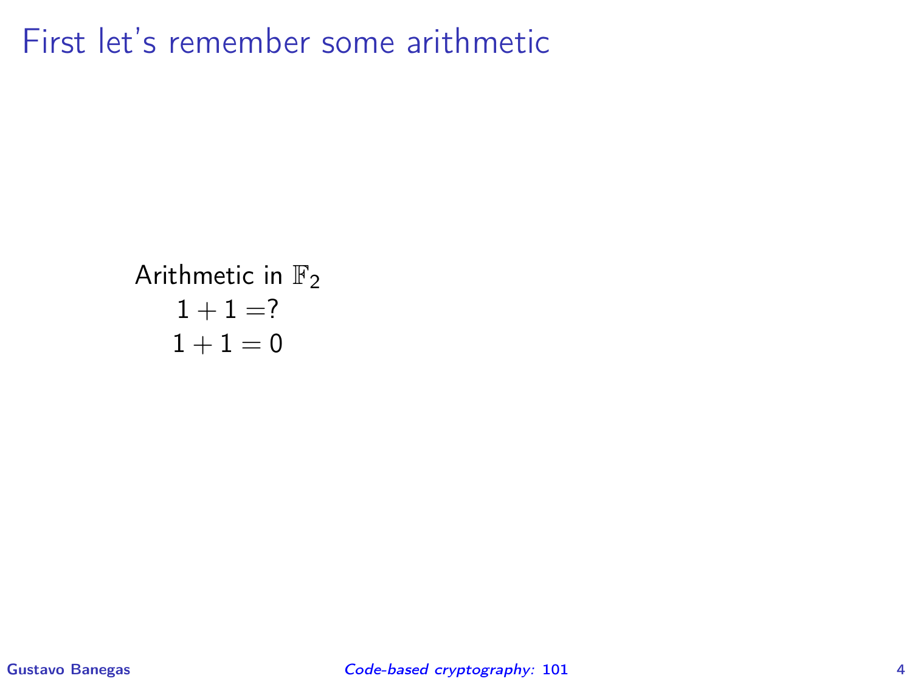# First let's remember some arithmetic

Arithmetic in $\mathbb{F}_2$

$$1 + 1 = ?$$

$$1 + 1 = 0$$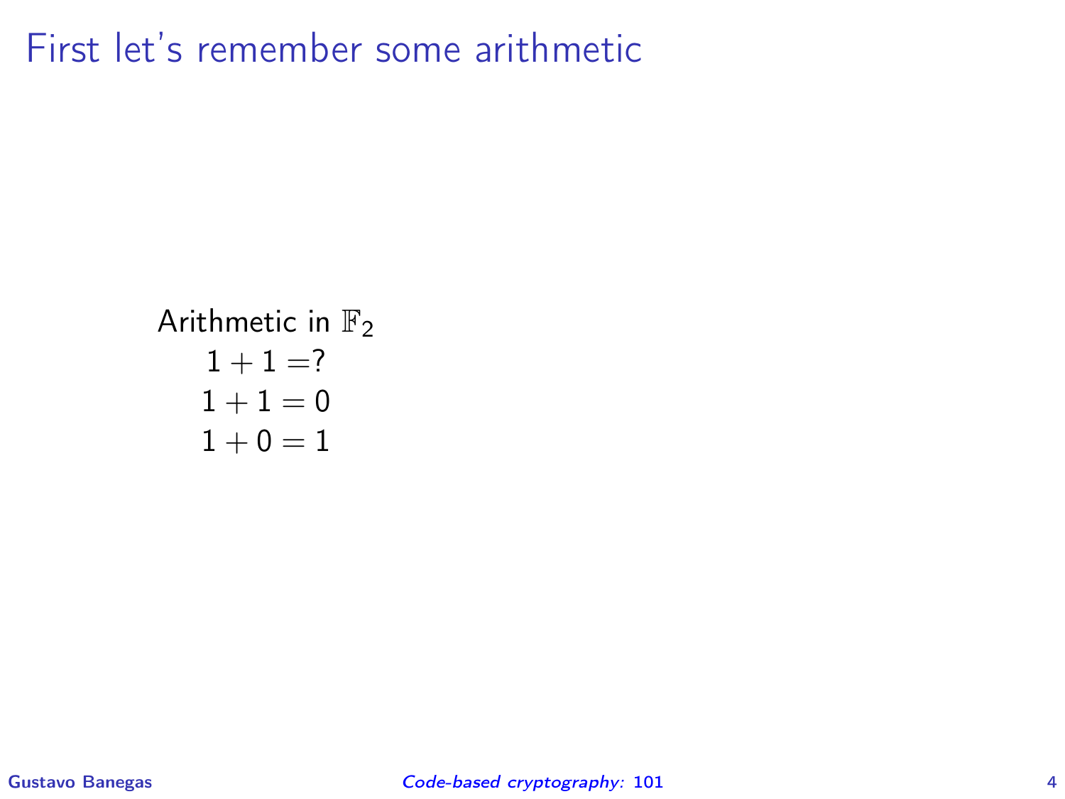# First let's remember some arithmetic

Arithmetic in $\mathbb{F}_2$

$$1 + 1 = ?$$
$$1 + 1 = 0$$
$$1 + 0 = 1$$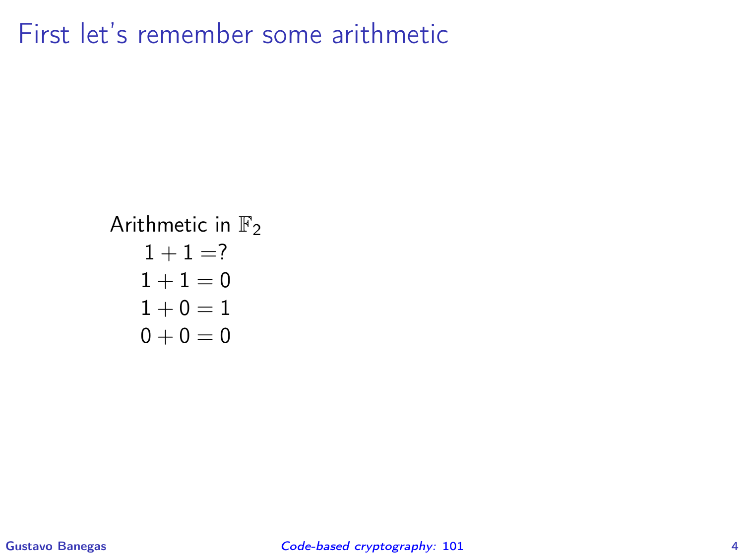# First let's remember some arithmetic

Arithmetic in $\mathbb{F}_2$

$$1 + 1 = ?$$

$$1 + 1 = 0$$

$$1 + 0 = 1$$

$$0 + 0 = 0$$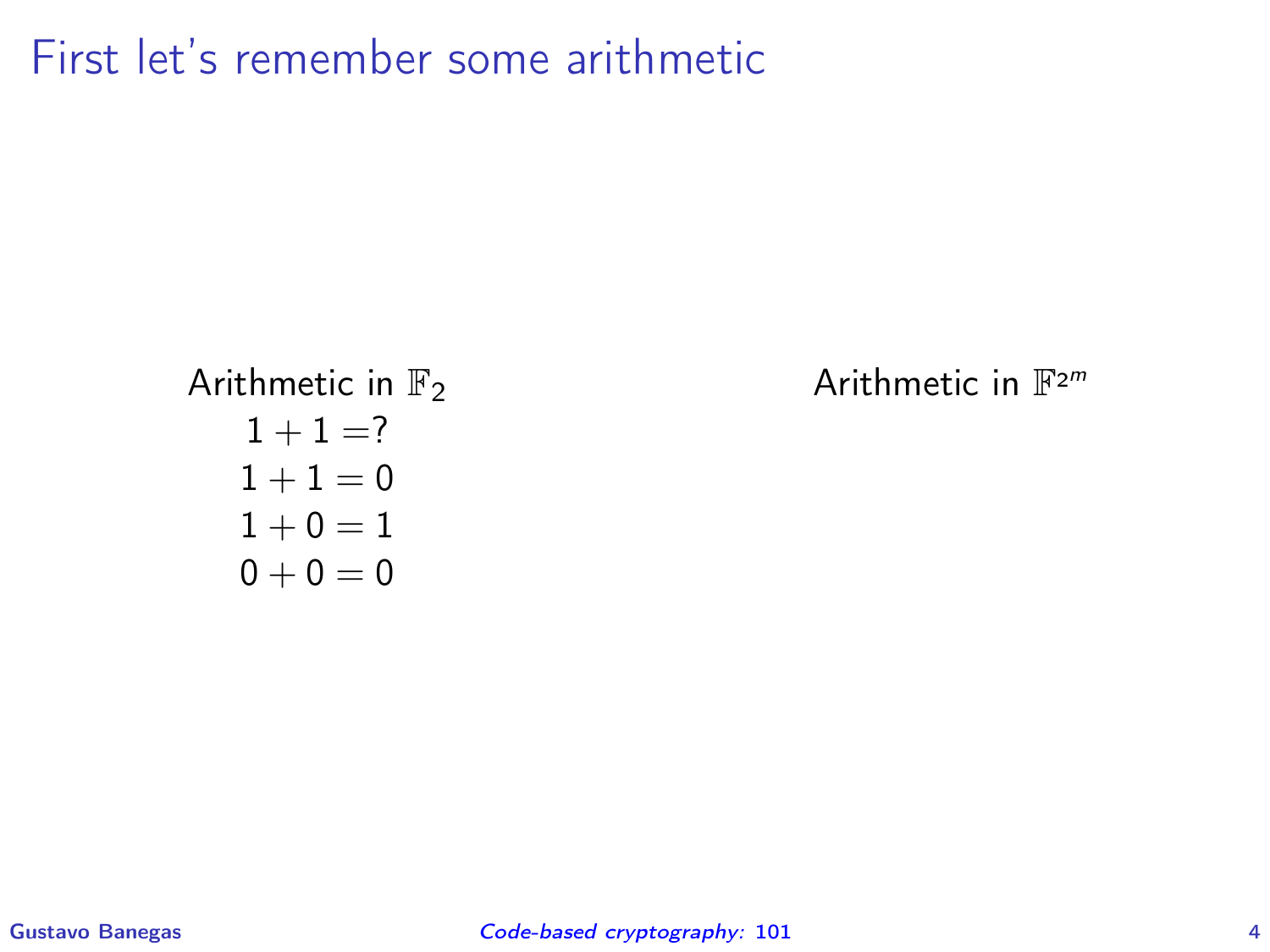# First let's remember some arithmetic

Arithmetic in $\mathbb{F}_2$

$$1 + 1 = ?$$

$$1 + 1 = 0$$

$$1 + 0 = 1$$

$$0 + 0 = 0$$

Arithmetic in $\mathbb{F}_{2^m}$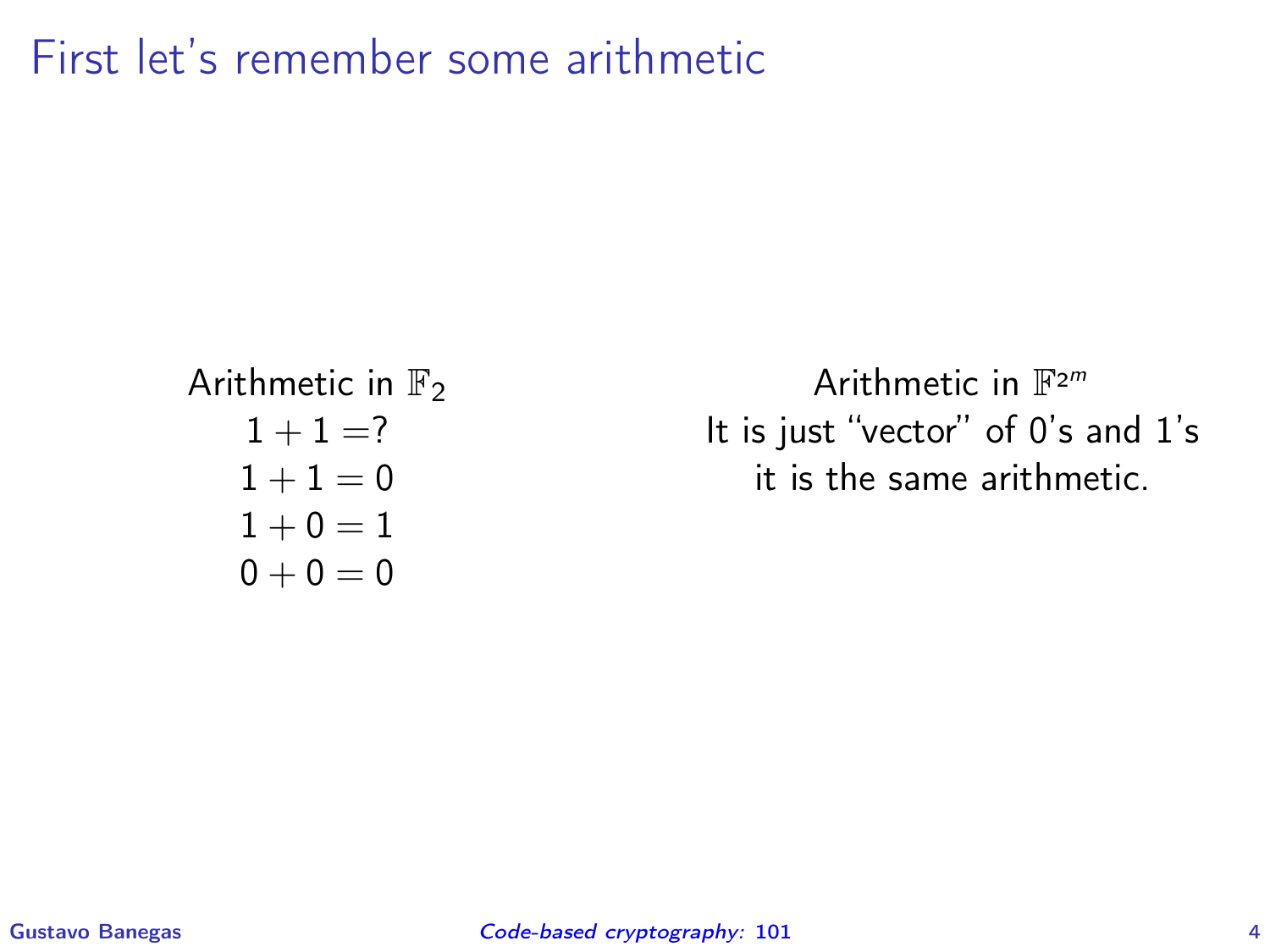# First let's remember some arithmetic

Arithmetic in $\mathbb{F}_2$

$1 + 1 =?$

$1 + 1 = 0$

$1 + 0 = 1$

$0 + 0 = 0$

Arithmetic in $\mathbb{F}_{2^m}$

It is just "vector" of 0's and 1's

it is the same arithmetic.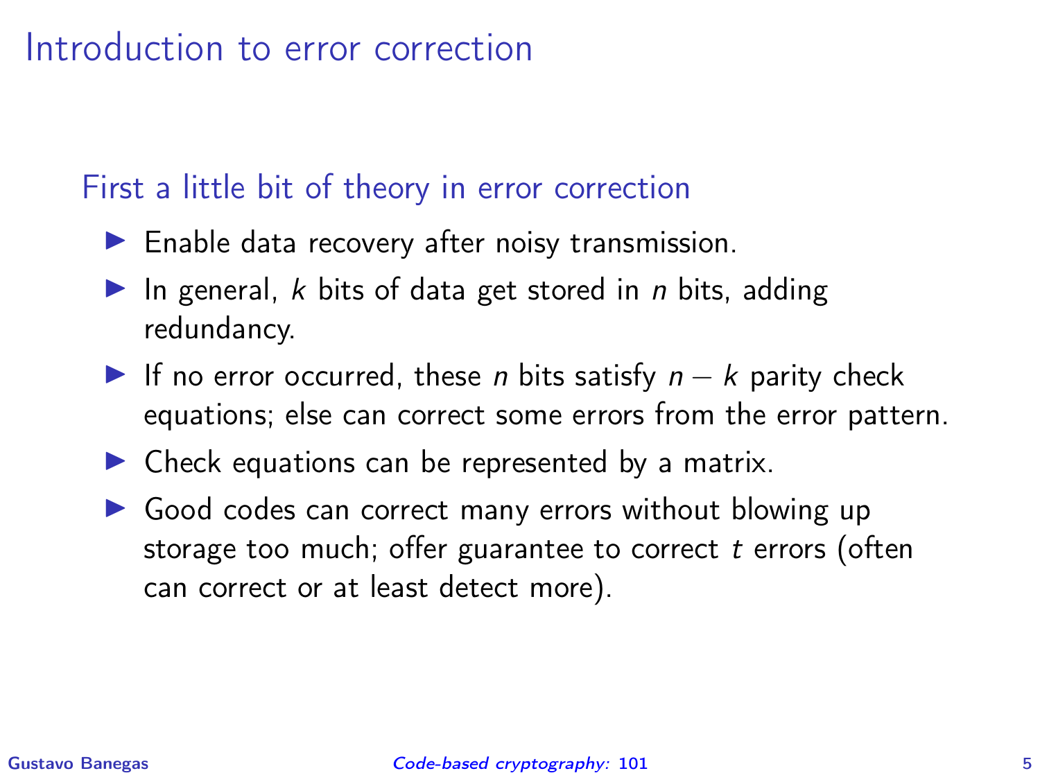# Introduction to error correction

## First a little bit of theory in error correction

- Enable data recovery after noisy transmission.
- In general, $k$ bits of data get stored in $n$ bits, adding redundancy.
- If no error occurred, these $n$ bits satisfy $n - k$ parity check equations; else can correct some errors from the error pattern.
- Check equations can be represented by a matrix.
- Good codes can correct many errors without blowing up storage too much; offer guarantee to correct $t$ errors (often can correct or at least detect more).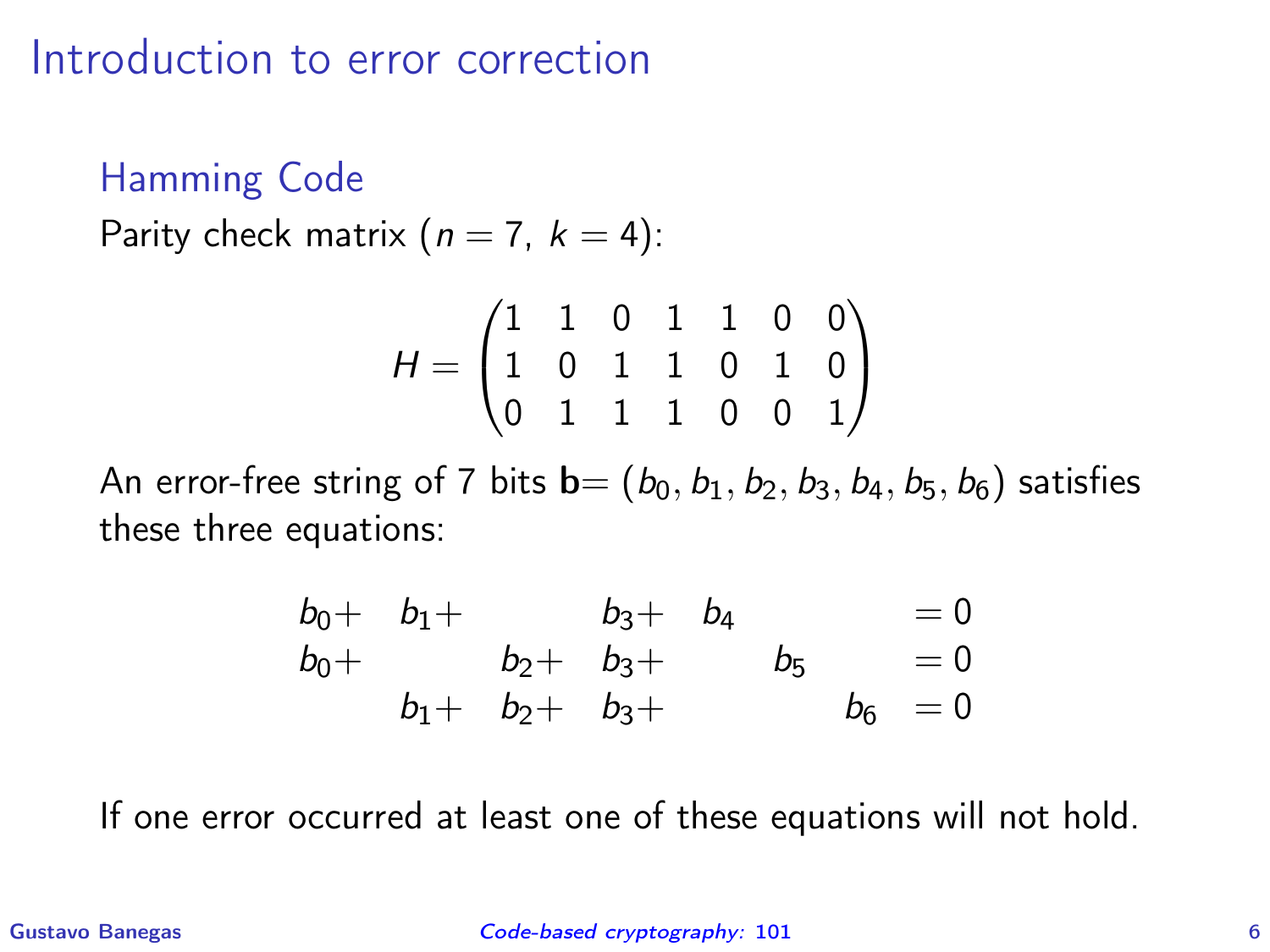# Introduction to error correction

## Hamming Code

Parity check matrix ($n = 7,\ k = 4$):

$$H = \begin{pmatrix} 1 & 1 & 0 & 1 & 1 & 0 & 0 \\ 1 & 0 & 1 & 1 & 0 & 1 & 0 \\ 0 & 1 & 1 & 1 & 0 & 0 & 1 \end{pmatrix}$$

An error-free string of 7 bits $\mathbf{b} = (b_0, b_1, b_2, b_3, b_4, b_5, b_6)$ satisfies these three equations:

$$\begin{array}{ccccccccc} b_0+ & b_1+ & & b_3+ & b_4 & & & = 0 \\ b_0+ & & b_2+ & b_3+ & & b_5 & & = 0 \\ & b_1+ & b_2+ & b_3+ & & & b_6 & = 0 \end{array}$$

If one error occurred at least one of these equations will not hold.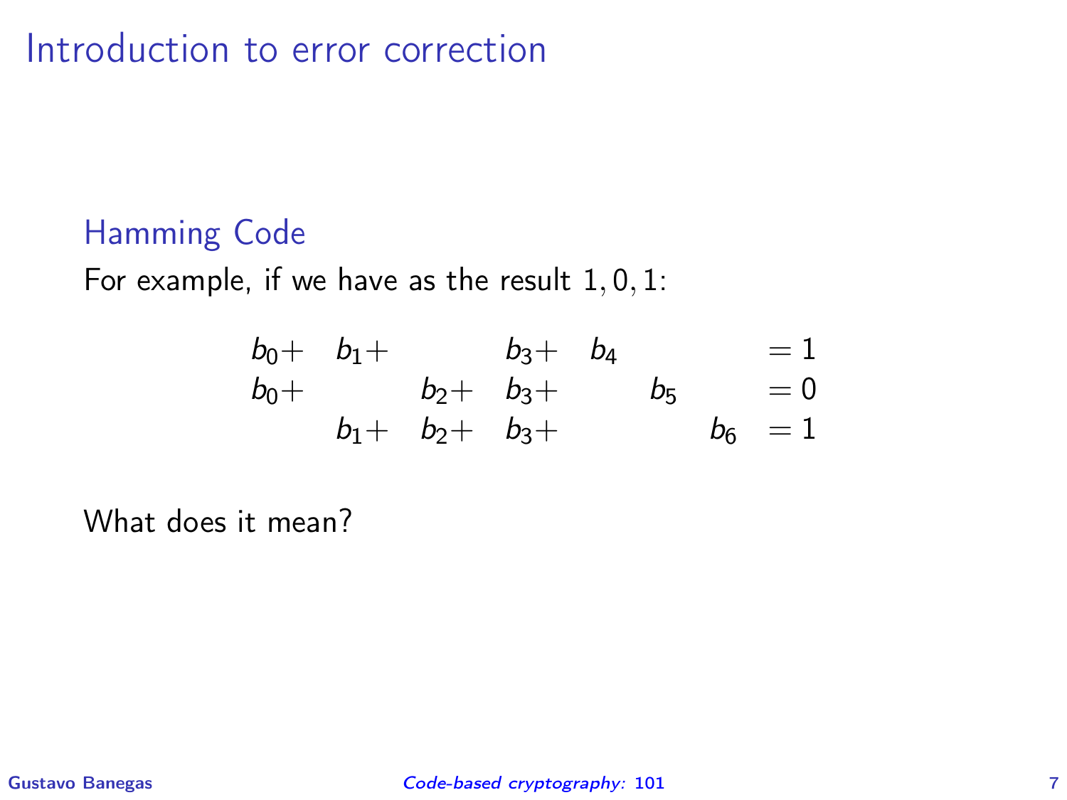# Introduction to error correction

## Hamming Code

For example, if we have as the result $1, 0, 1$:

$$
\begin{array}{cccccccc}
b_0+ & b_1+ & & b_3+ & b_4 & & & = 1 \\
b_0+ & & b_2+ & b_3+ & & b_5 & & = 0 \\
& b_1+ & b_2+ & b_3+ & & & b_6 & = 1
\end{array}
$$

What does it mean?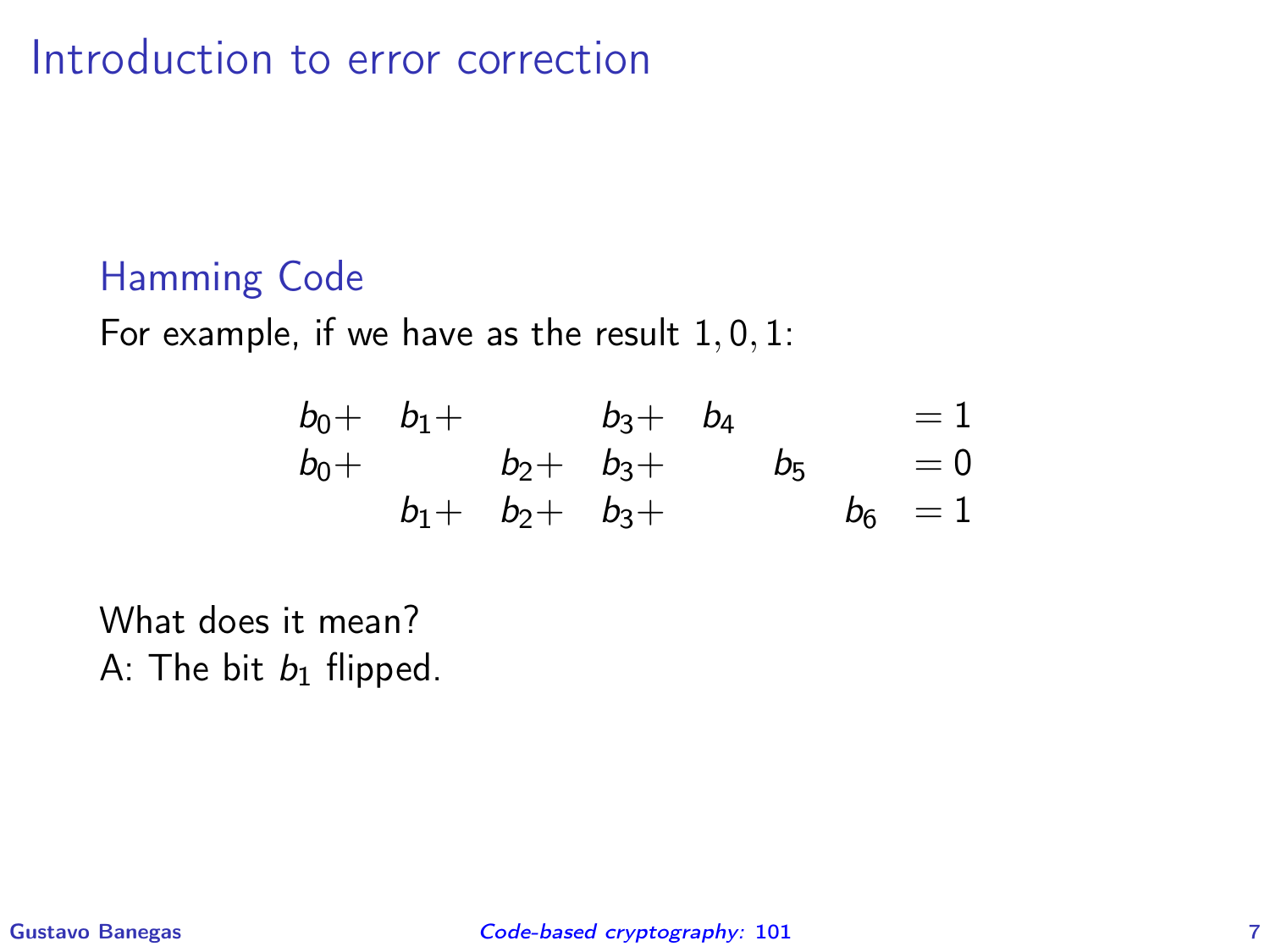# Introduction to error correction

## Hamming Code

For example, if we have as the result $1, 0, 1$:

$$
\begin{array}{ccccccccc}
b_0+ & b_1+ & & b_3+ & b_4 & & & = 1 \\
b_0+ & & b_2+ & b_3+ & & b_5 & & = 0 \\
& b_1+ & b_2+ & b_3+ & & & b_6 & = 1
\end{array}
$$

What does it mean?

A: The bit $b_1$ flipped.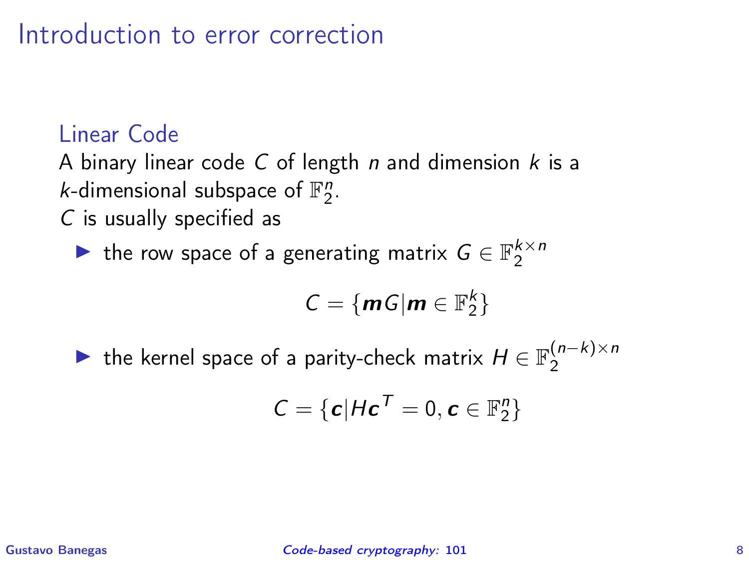# Introduction to error correction

## Linear Code

A binary linear code $C$ of length $n$ and dimension $k$ is a $k$-dimensional subspace of $\mathbb{F}_2^n$.
$C$ is usually specified as

- the row space of a generating matrix $G \in \mathbb{F}_2^{k \times n}$

$$C = \{\boldsymbol{m}G | \boldsymbol{m} \in \mathbb{F}_2^k\}$$

- the kernel space of a parity-check matrix $H \in \mathbb{F}_2^{(n-k) \times n}$

$$C = \{\boldsymbol{c} | H\boldsymbol{c}^T = 0, \boldsymbol{c} \in \mathbb{F}_2^n\}$$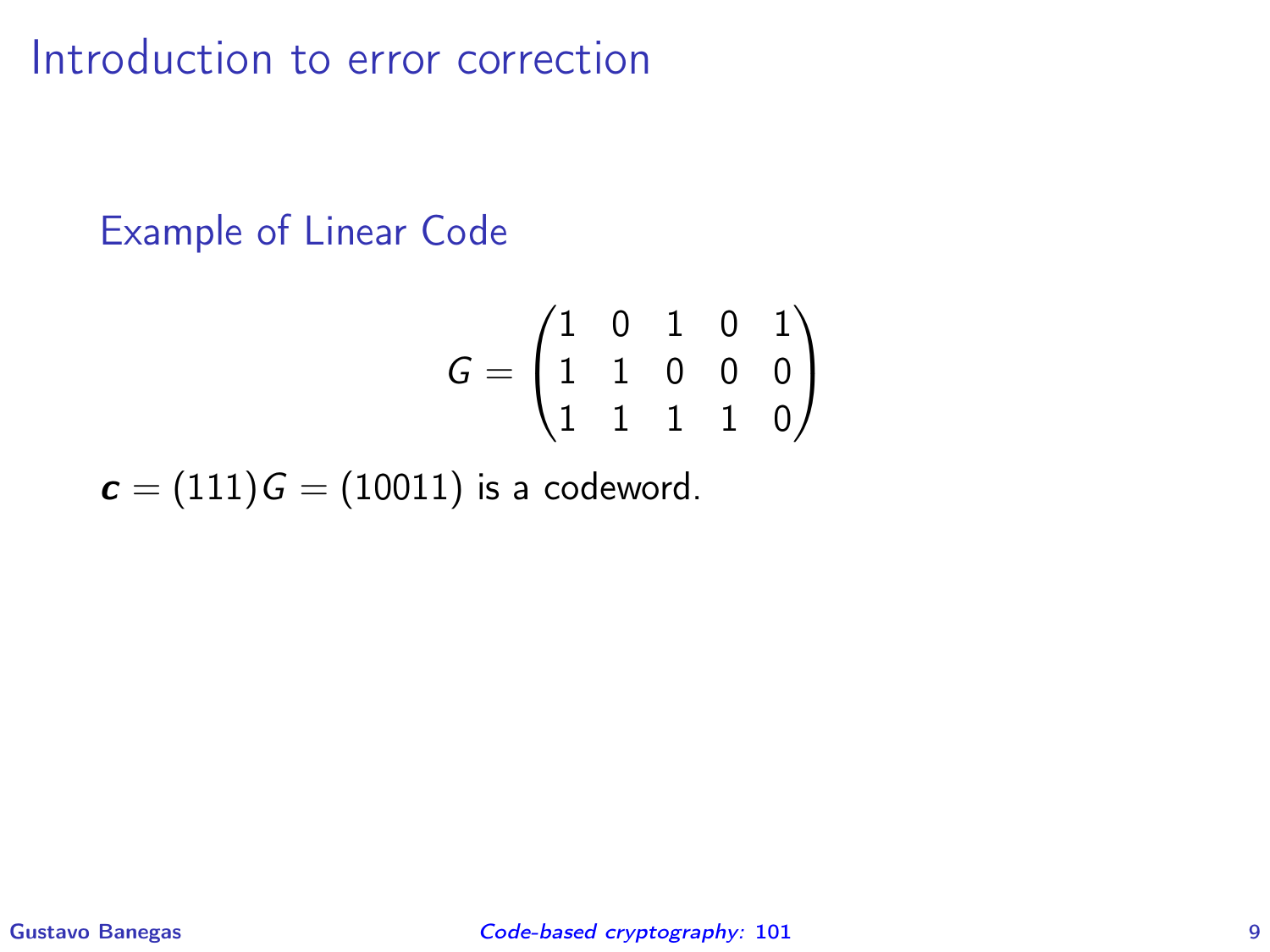# Introduction to error correction

## Example of Linear Code

$$G = \begin{pmatrix} 1 & 0 & 1 & 0 & 1 \\ 1 & 1 & 0 & 0 & 0 \\ 1 & 1 & 1 & 1 & 0 \end{pmatrix}$$

$\boldsymbol{c} = (111)G = (10011)$ is a codeword.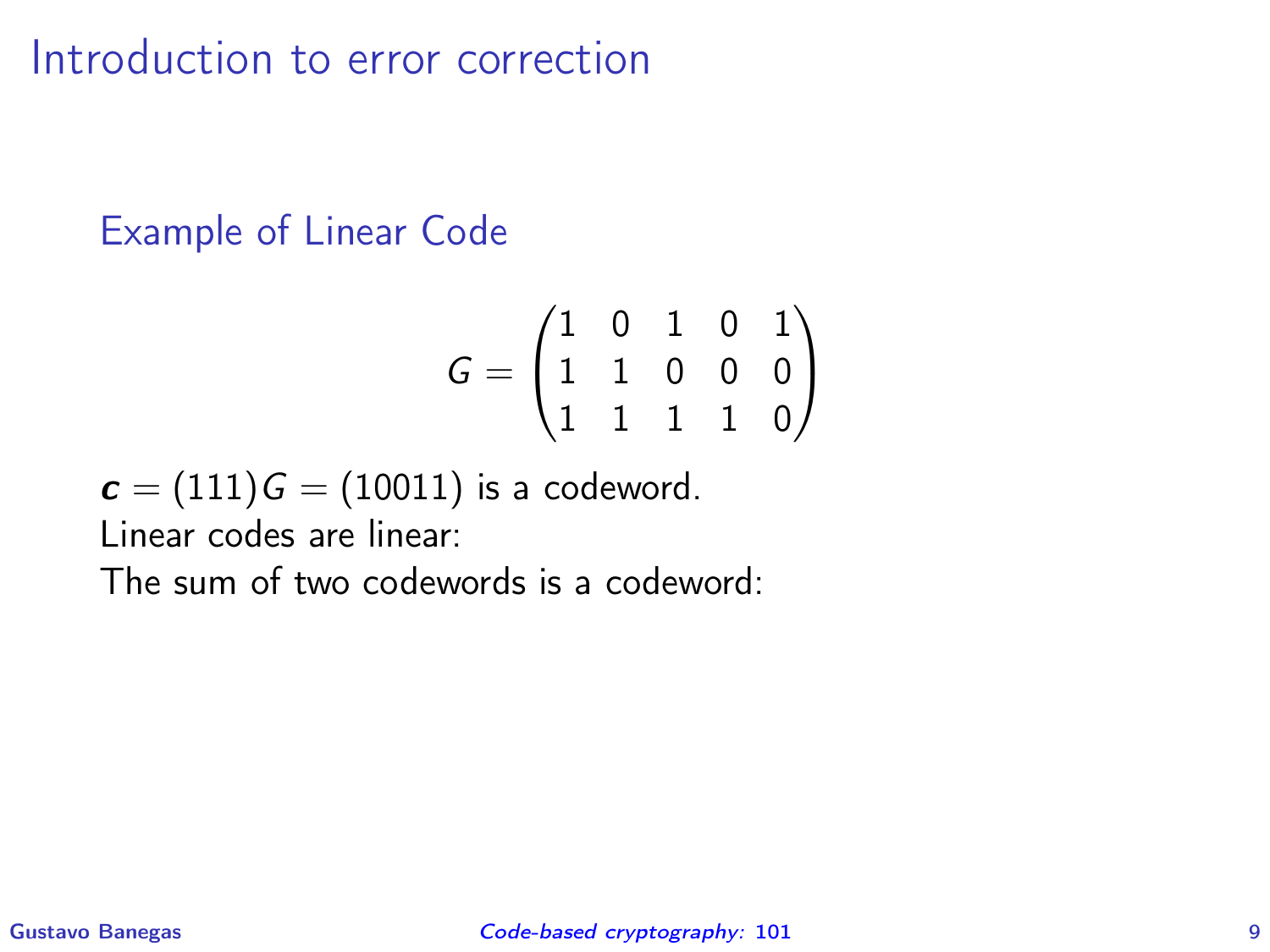# Introduction to error correction

## Example of Linear Code

$$G = \begin{pmatrix} 1 & 0 & 1 & 0 & 1 \\ 1 & 1 & 0 & 0 & 0 \\ 1 & 1 & 1 & 1 & 0 \end{pmatrix}$$

$\boldsymbol{c} = (111)G = (10011)$ is a codeword.

Linear codes are linear:

The sum of two codewords is a codeword: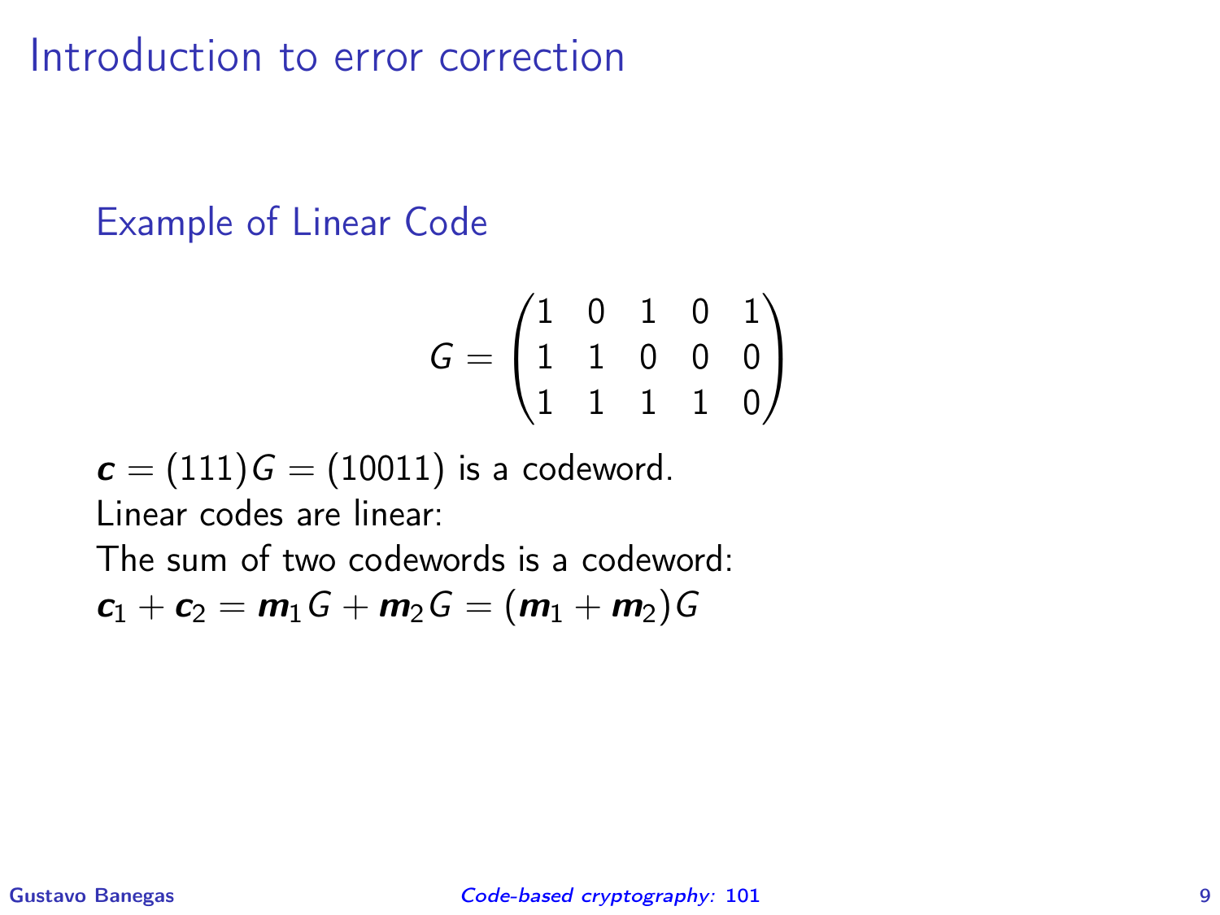# Introduction to error correction

## Example of Linear Code

$$G = \begin{pmatrix} 1 & 0 & 1 & 0 & 1 \\ 1 & 1 & 0 & 0 & 0 \\ 1 & 1 & 1 & 1 & 0 \end{pmatrix}$$

$\boldsymbol{c} = (111)G = (10011)$ is a codeword.
Linear codes are linear:
The sum of two codewords is a codeword:
$\boldsymbol{c}_1 + \boldsymbol{c}_2 = \boldsymbol{m}_1 G + \boldsymbol{m}_2 G = (\boldsymbol{m}_1 + \boldsymbol{m}_2)G$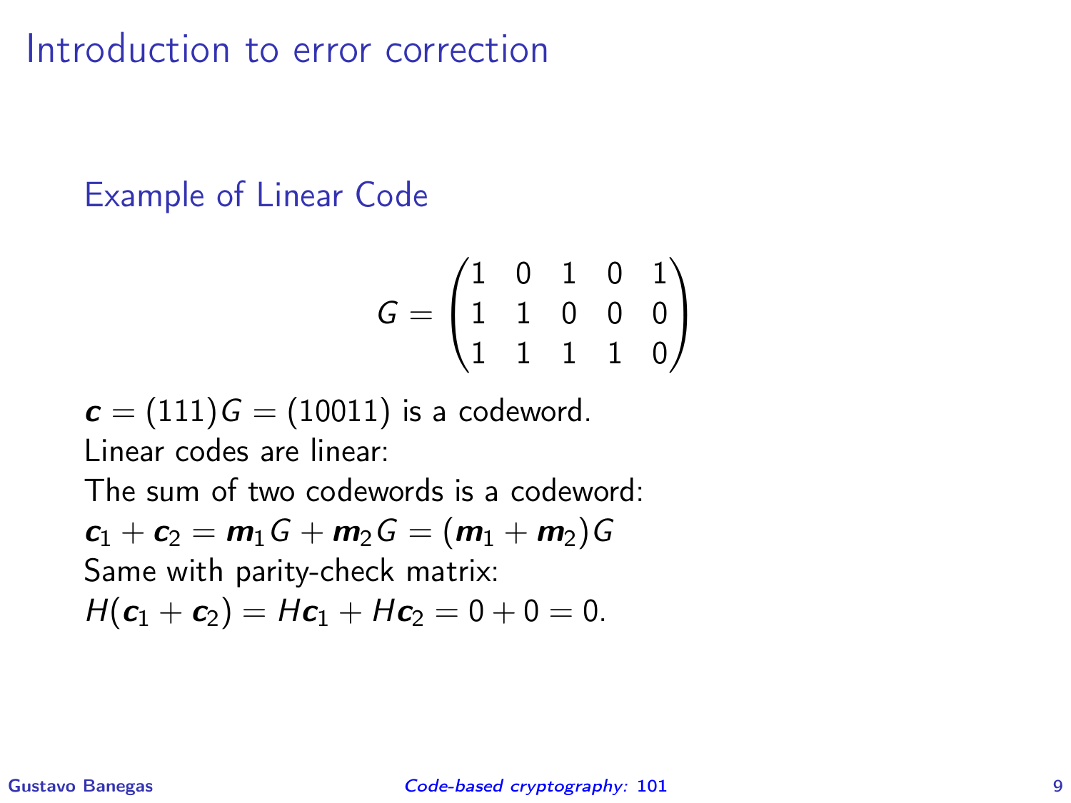# Introduction to error correction

## Example of Linear Code

$$G = \begin{pmatrix} 1 & 0 & 1 & 0 & 1 \\ 1 & 1 & 0 & 0 & 0 \\ 1 & 1 & 1 & 1 & 0 \end{pmatrix}$$

$\boldsymbol{c} = (111)G = (10011)$ is a codeword.
Linear codes are linear:
The sum of two codewords is a codeword:
$\boldsymbol{c}_1 + \boldsymbol{c}_2 = \boldsymbol{m}_1 G + \boldsymbol{m}_2 G = (\boldsymbol{m}_1 + \boldsymbol{m}_2)G$
Same with parity-check matrix:
$H(\boldsymbol{c}_1 + \boldsymbol{c}_2) = H\boldsymbol{c}_1 + H\boldsymbol{c}_2 = 0 + 0 = 0.$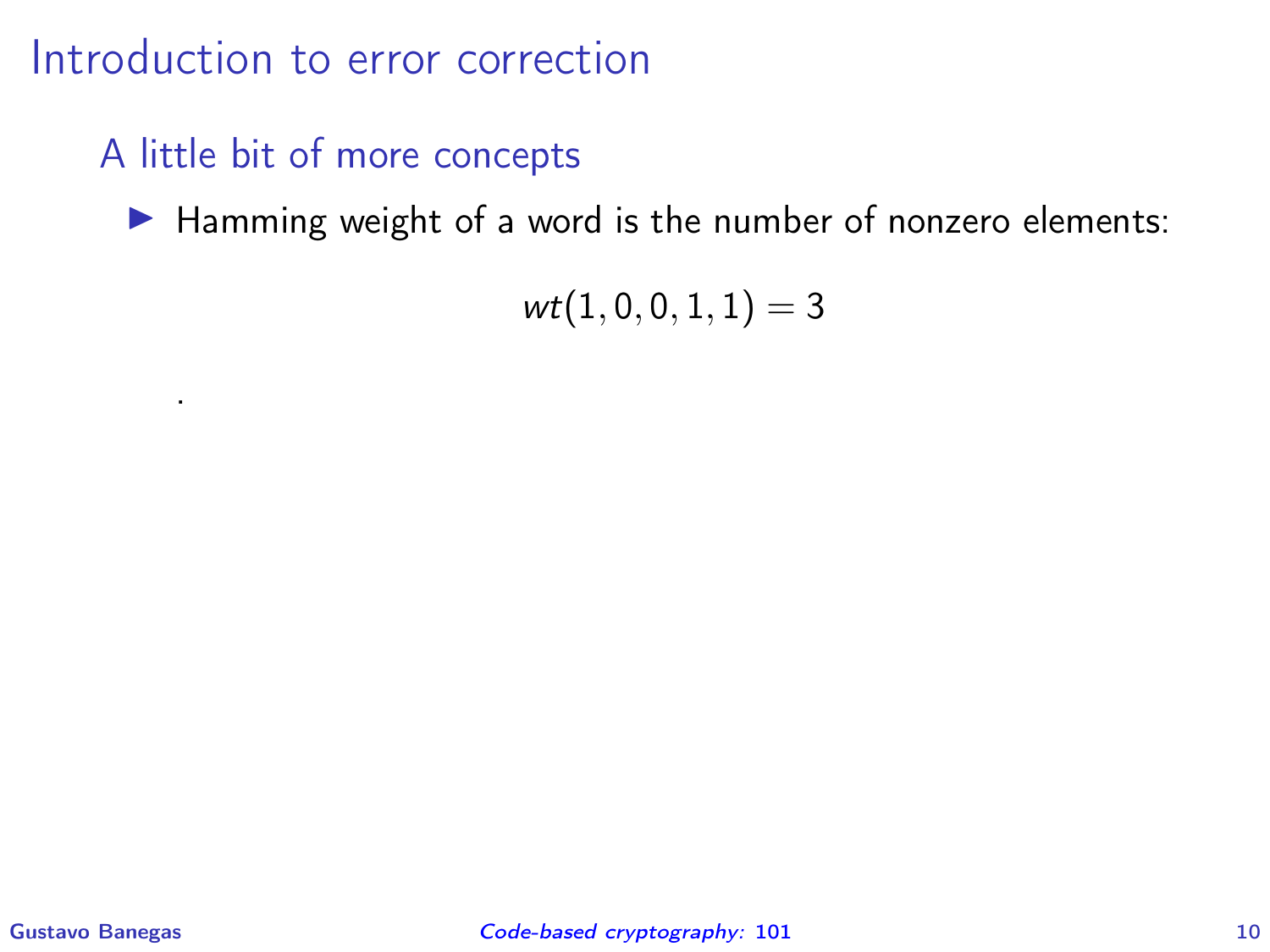# Introduction to error correction

## A little bit of more concepts

- Hamming weight of a word is the number of nonzero elements:

$$wt(1,0,0,1,1) = 3$$

.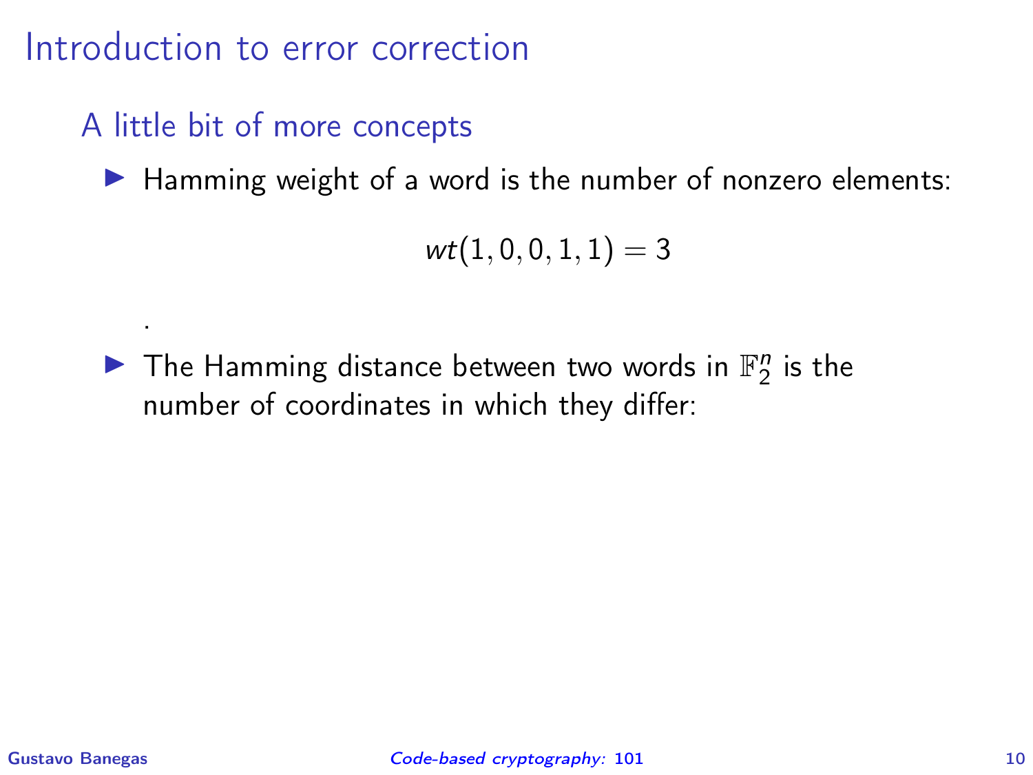# Introduction to error correction

## A little bit of more concepts

- Hamming weight of a word is the number of nonzero elements:

$$wt(1,0,0,1,1) = 3$$

.

- The Hamming distance between two words in $\mathbb{F}_2^n$ is the number of coordinates in which they differ: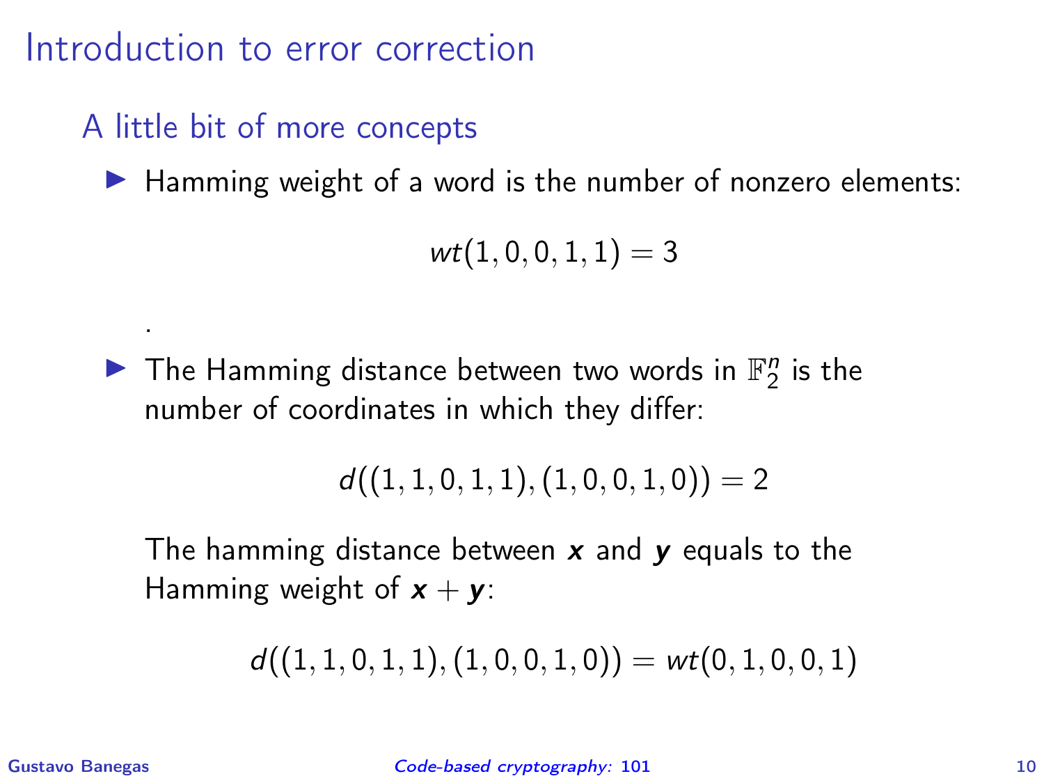# Introduction to error correction

## A little bit of more concepts

- Hamming weight of a word is the number of nonzero elements:

$$wt(1, 0, 0, 1, 1) = 3$$

.

- The Hamming distance between two words in $\mathbb{F}_2^n$ is the number of coordinates in which they differ:

$$d((1, 1, 0, 1, 1), (1, 0, 0, 1, 0)) = 2$$

The hamming distance between $\boldsymbol{x}$ and $\boldsymbol{y}$ equals to the Hamming weight of $\boldsymbol{x} + \boldsymbol{y}$:

$$d((1, 1, 0, 1, 1), (1, 0, 0, 1, 0)) = wt(0, 1, 0, 0, 1)$$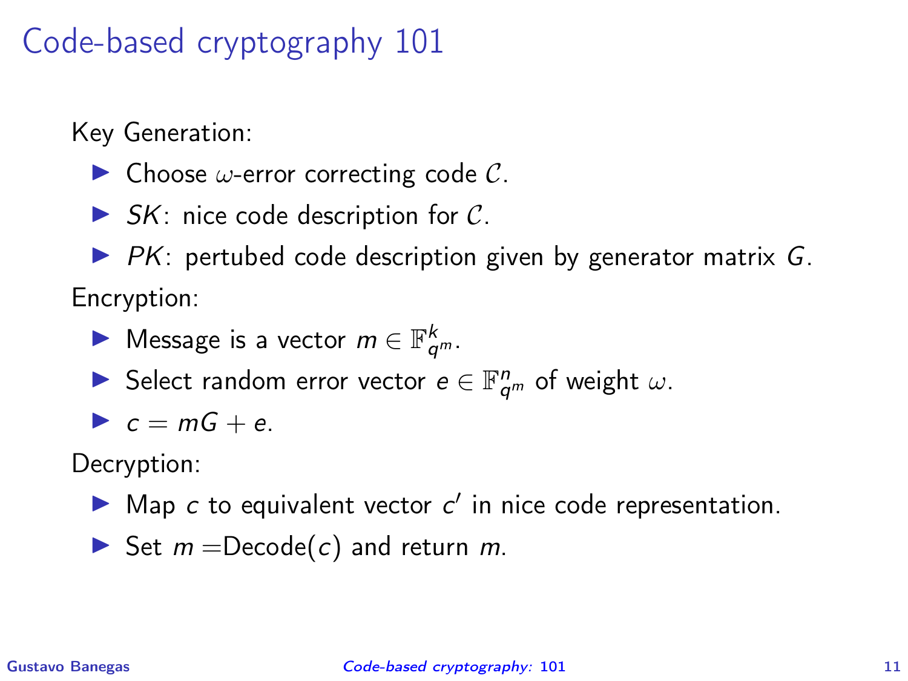# Code-based cryptography 101

Key Generation:

- Choose $\omega$-error correcting code $\mathcal{C}$.
- *SK*: nice code description for $\mathcal{C}$.
- *PK*: pertubed code description given by generator matrix $G$.

Encryption:

- Message is a vector $m \in \mathbb{F}_{q^m}^k$.
- Select random error vector $e \in \mathbb{F}_{q^m}^n$ of weight $\omega$.
- $c = mG + e$.

Decryption:

- Map $c$ to equivalent vector $c'$ in nice code representation.
- Set $m =$Decode$(c)$ and return $m$.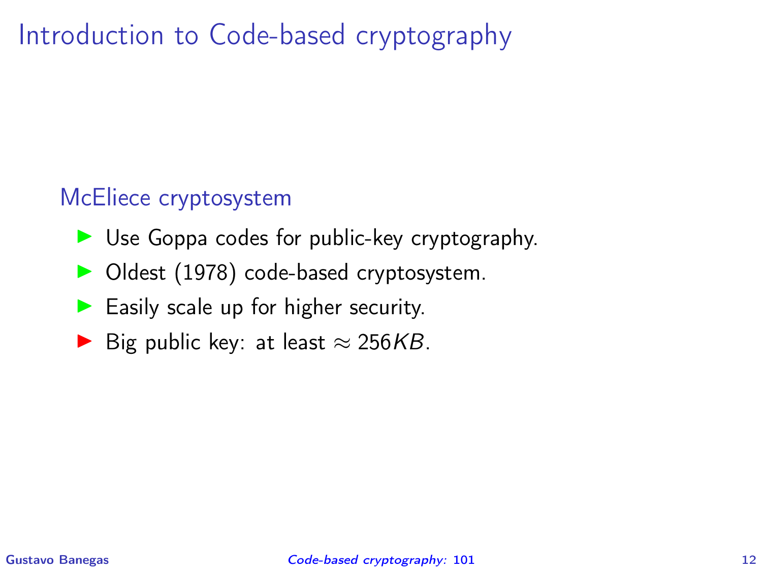# Introduction to Code-based cryptography

## McEliece cryptosystem

- Use Goppa codes for public-key cryptography.
- Oldest (1978) code-based cryptosystem.
- Easily scale up for higher security.
- Big public key: at least $\approx 256KB$.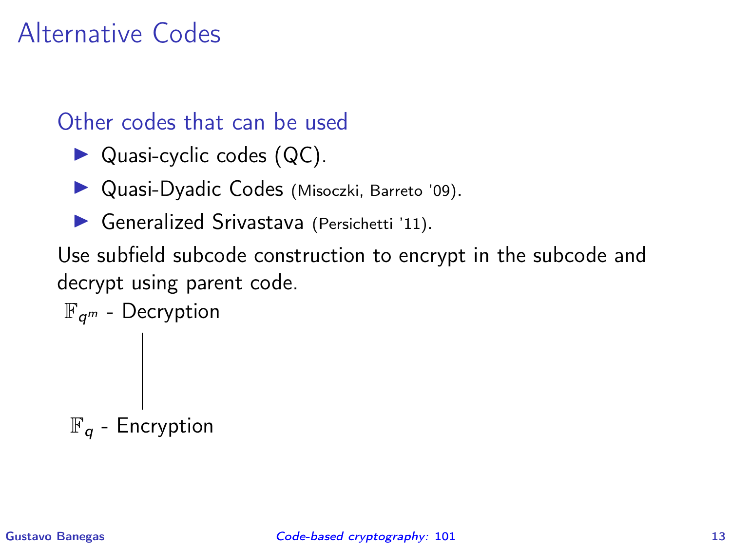# Alternative Codes

### Other codes that can be used

- Quasi-cyclic codes (QC).
- Quasi-Dyadic Codes (Misoczki, Barreto '09).
- Generalized Srivastava (Persichetti '11).

Use subfield subcode construction to encrypt in the subcode and decrypt using parent code.

$\mathbb{F}_{q^m}$ - Decryption

$\mathbb{F}_q$ - Encryption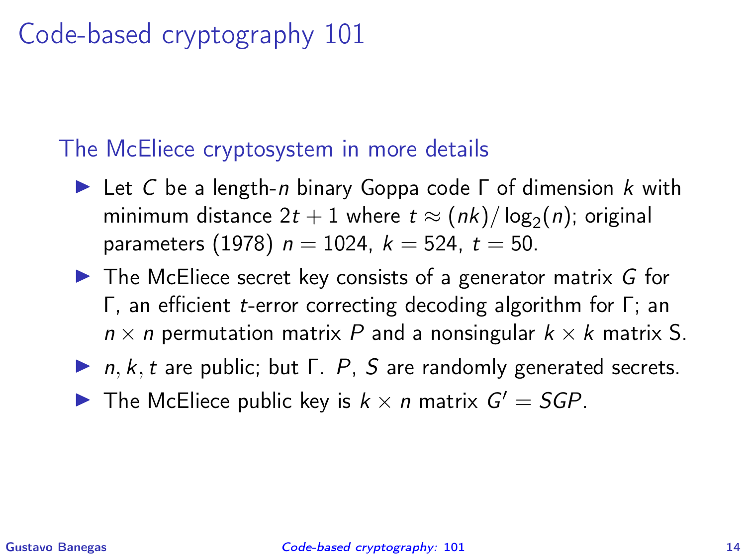# Code-based cryptography 101

## The McEliece cryptosystem in more details

- Let $C$ be a length-$n$ binary Goppa code $\Gamma$ of dimension $k$ with minimum distance $2t + 1$ where $t \approx (nk)/\log_2(n)$; original parameters (1978) $n = 1024$, $k = 524$, $t = 50$.
- The McEliece secret key consists of a generator matrix $G$ for $\Gamma$, an efficient $t$-error correcting decoding algorithm for $\Gamma$; an $n \times n$ permutation matrix $P$ and a nonsingular $k \times k$ matrix S.
- $n, k, t$ are public; but $\Gamma$. $P$, $S$ are randomly generated secrets.
- The McEliece public key is $k \times n$ matrix $G' = SGP$.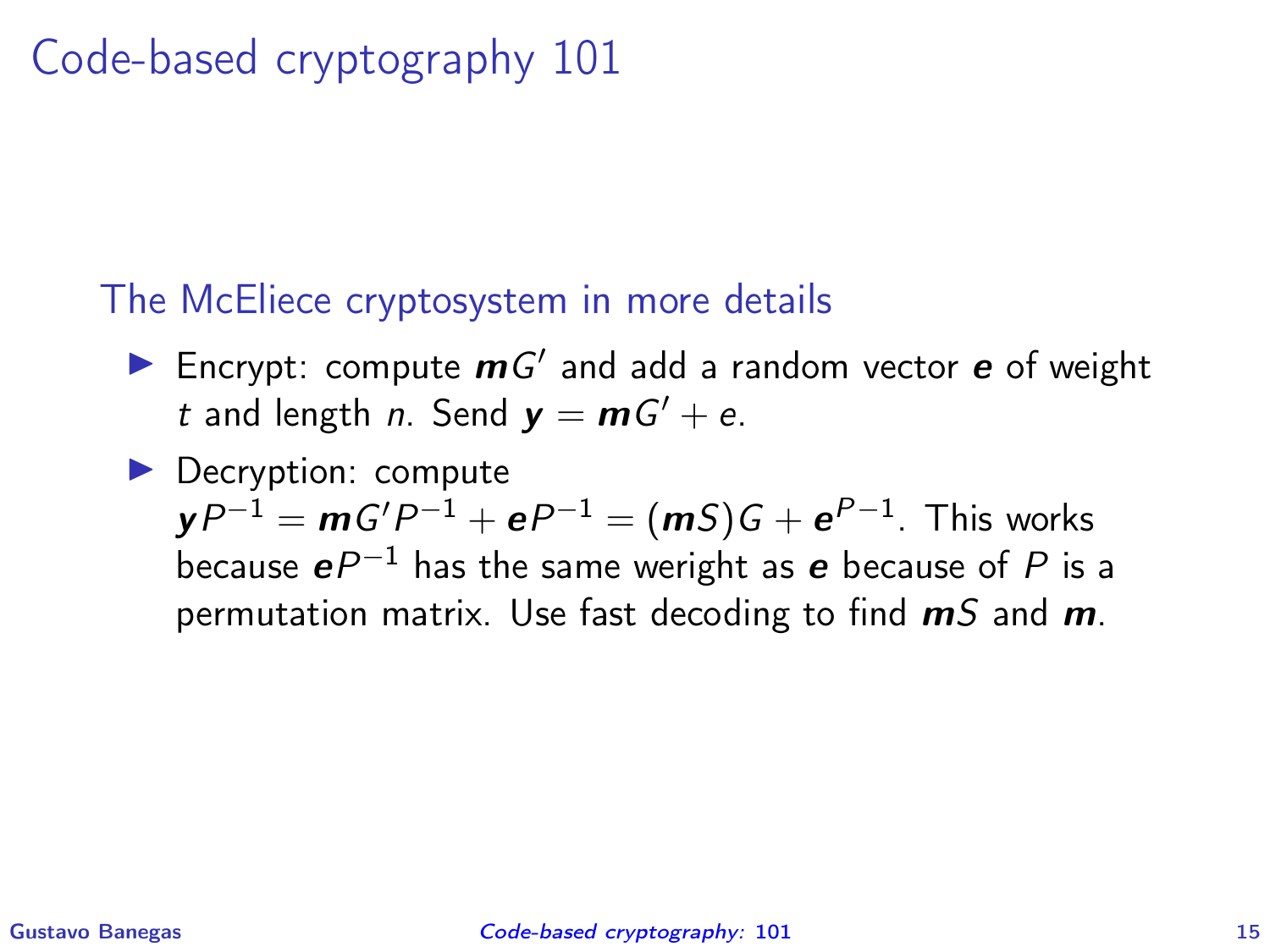# Code-based cryptography 101

## The McEliece cryptosystem in more details

- Encrypt: compute $\boldsymbol{m}G'$ and add a random vector $\boldsymbol{e}$ of weight $t$ and length $n$. Send $\boldsymbol{y} = \boldsymbol{m}G' + e$.
- Decryption: compute $\boldsymbol{y}P^{-1} = \boldsymbol{m}G'P^{-1} + \boldsymbol{e}P^{-1} = (\boldsymbol{m}S)G + \boldsymbol{e}^{P-1}$. This works because $\boldsymbol{e}P^{-1}$ has the same weright as $\boldsymbol{e}$ because of $P$ is a permutation matrix. Use fast decoding to find $\boldsymbol{m}S$ and $\boldsymbol{m}$.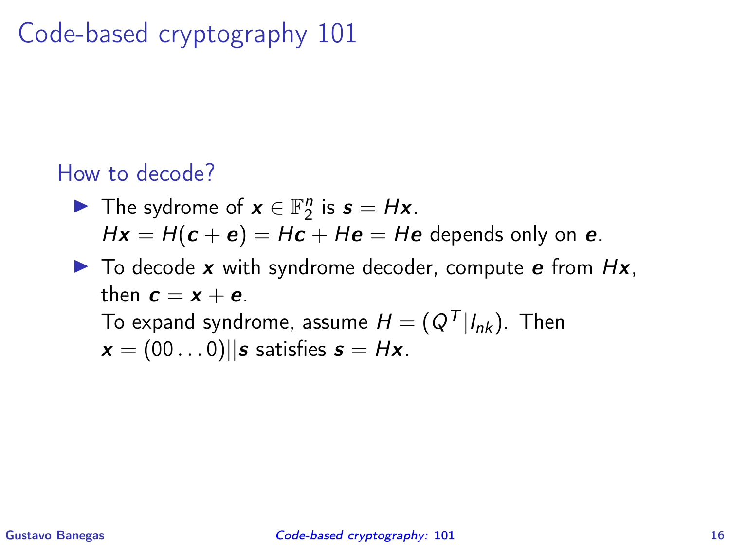# Code-based cryptography 101

## How to decode?

- The sydrome of $\boldsymbol{x} \in \mathbb{F}_2^n$ is $\boldsymbol{s} = H\boldsymbol{x}$.
  $H\boldsymbol{x} = H(\boldsymbol{c} + \boldsymbol{e}) = H\boldsymbol{c} + H\boldsymbol{e} = H\boldsymbol{e}$ depends only on $\boldsymbol{e}$.
- To decode $\boldsymbol{x}$ with syndrome decoder, compute $\boldsymbol{e}$ from $H\boldsymbol{x}$, then $\boldsymbol{c} = \boldsymbol{x} + \boldsymbol{e}$.
  To expand syndrome, assume $H = (Q^T | I_{nk})$. Then $\boldsymbol{x} = (00\ldots0)||\boldsymbol{s}$ satisfies $\boldsymbol{s} = H\boldsymbol{x}$.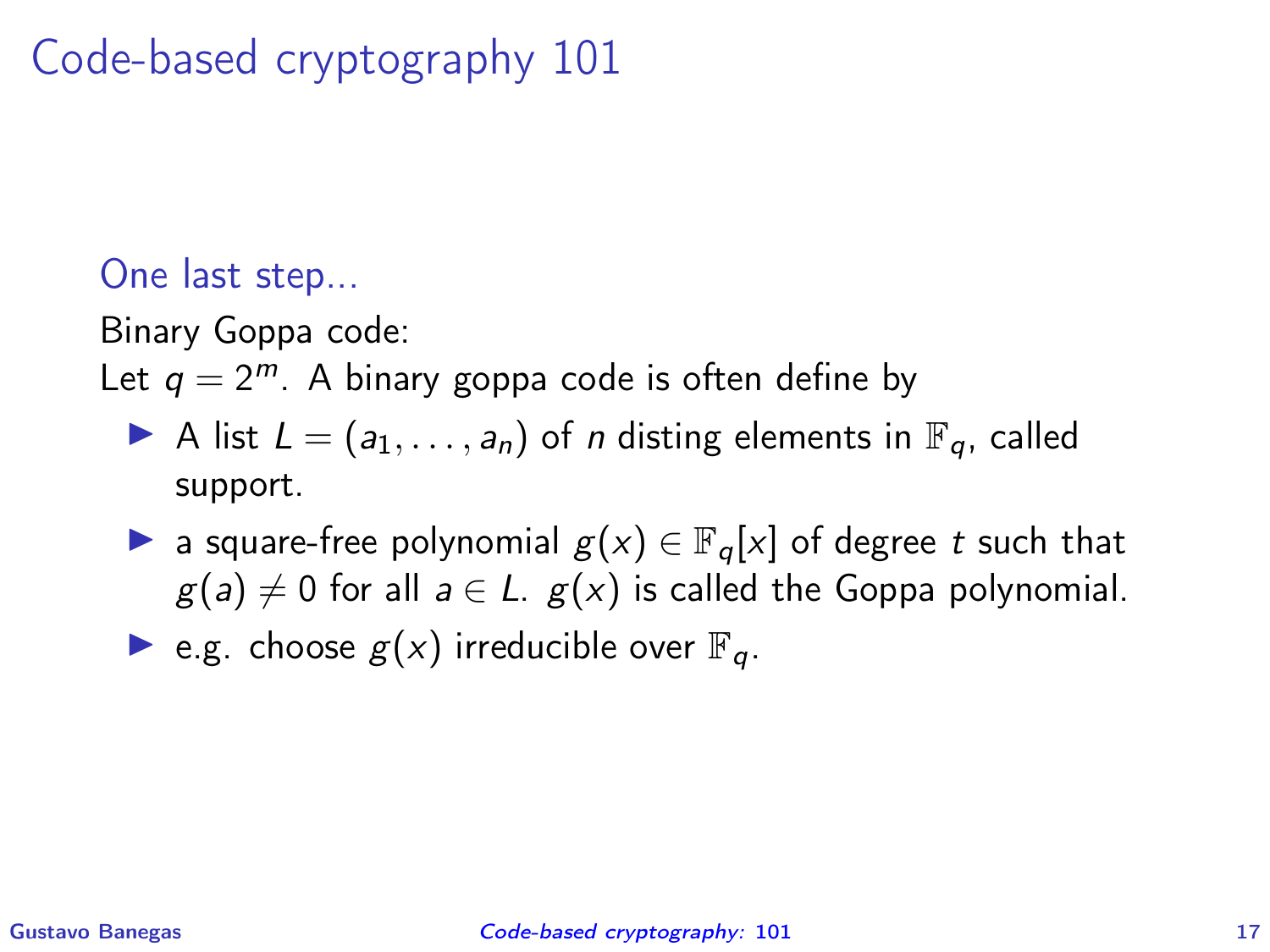# Code-based cryptography 101

## One last step...

Binary Goppa code:

Let $q = 2^m$. A binary goppa code is often define by

- A list $L = (a_1, \ldots, a_n)$ of $n$ disting elements in $\mathbb{F}_q$, called support.
- a square-free polynomial $g(x) \in \mathbb{F}_q[x]$ of degree $t$ such that $g(a) \neq 0$ for all $a \in L$. $g(x)$ is called the Goppa polynomial.
- e.g. choose $g(x)$ irreducible over $\mathbb{F}_q$.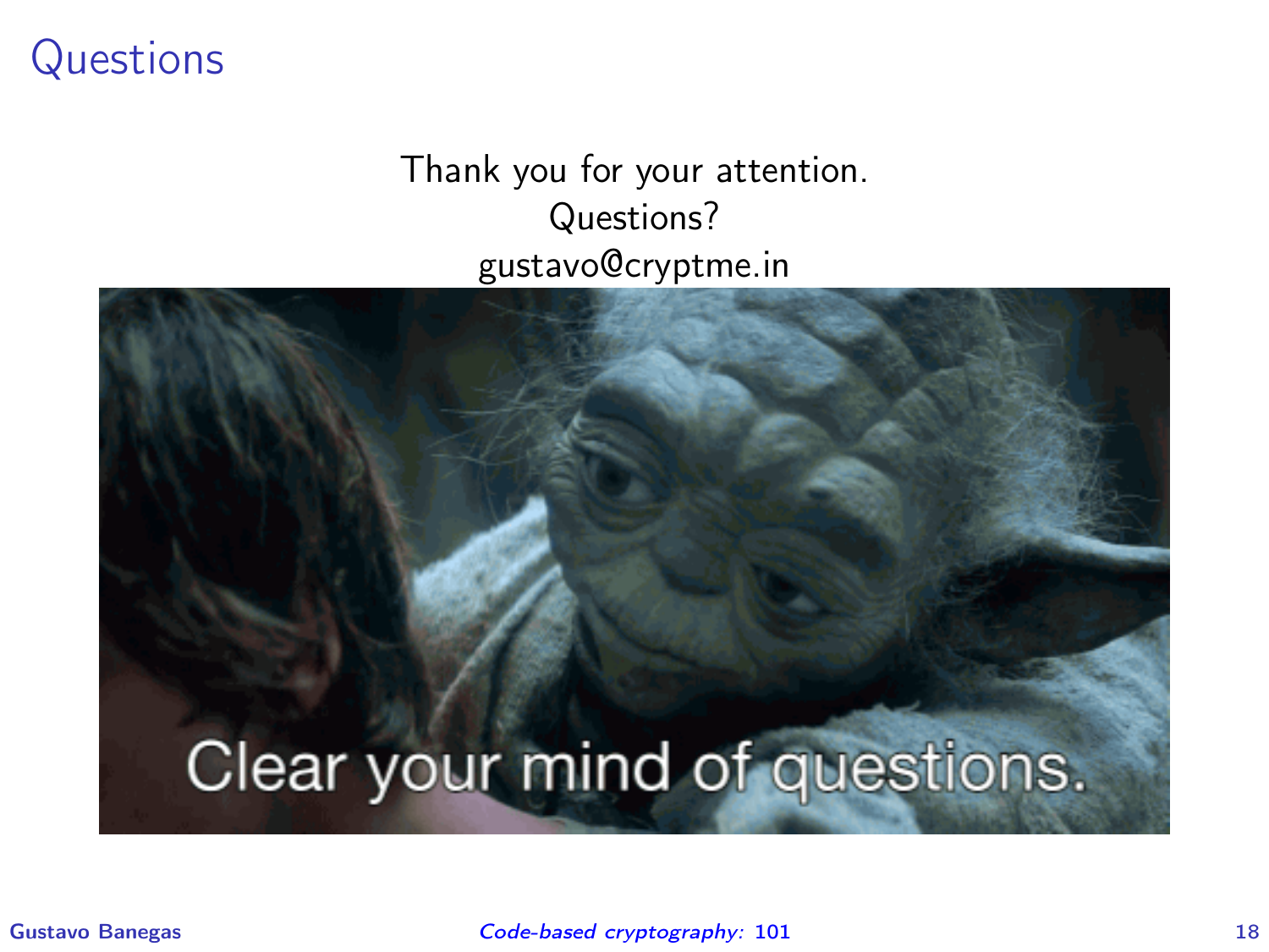# Questions

Thank you for your attention.
Questions?
gustavo@cryptme.in